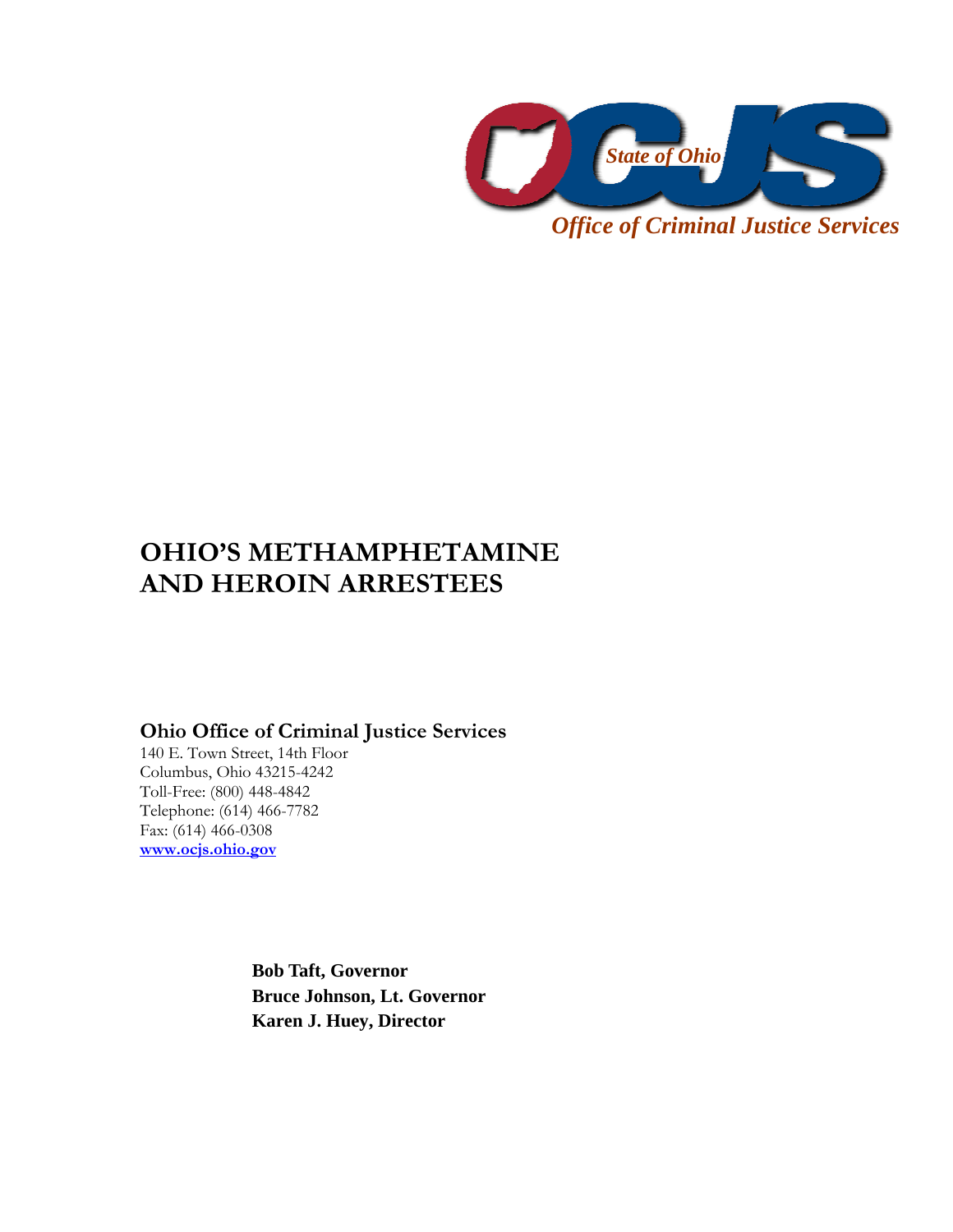State of Ohio

OCJS

*Office of Criminal Justice Services*

# OHIO'S METHAMPHETAMINE AND HEROIN ARRESTEES

**Ohio Office of Criminal Justice Services**

140 E. Town Street, 14th Floor
Columbus, Ohio 43215-4242
Toll-Free: (800) 448-4842
Telephone: (614) 466-7782
Fax: (614) 466-0308
**www.ocjs.ohio.gov**

**Bob Taft, Governor**
**Bruce Johnson, Lt. Governor**
**Karen J. Huey, Director**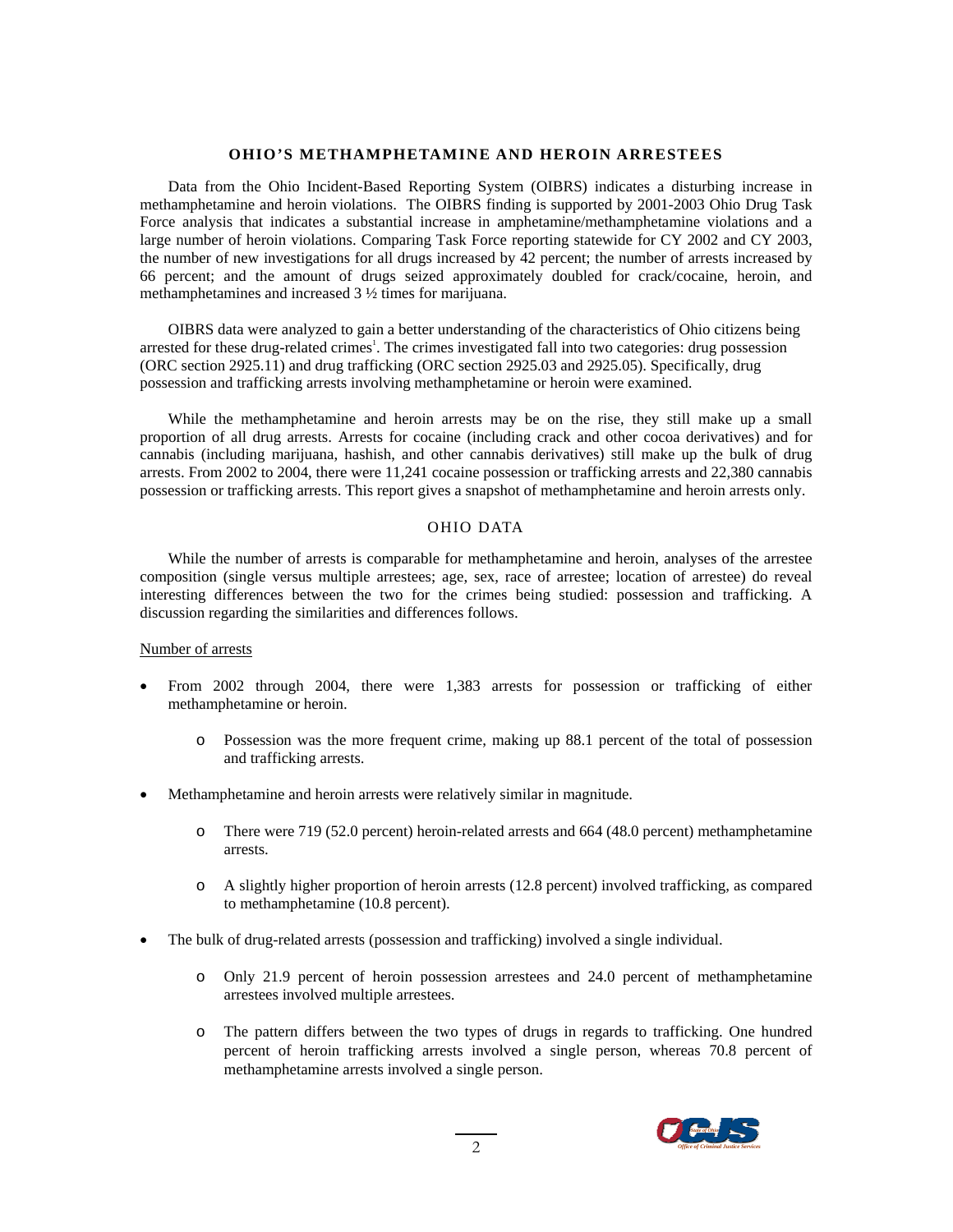# OHIO'S METHAMPHETAMINE AND HEROIN ARRESTEES

Data from the Ohio Incident-Based Reporting System (OIBRS) indicates a disturbing increase in methamphetamine and heroin violations. The OIBRS finding is supported by 2001-2003 Ohio Drug Task Force analysis that indicates a substantial increase in amphetamine/methamphetamine violations and a large number of heroin violations. Comparing Task Force reporting statewide for CY 2002 and CY 2003, the number of new investigations for all drugs increased by 42 percent; the number of arrests increased by 66 percent; and the amount of drugs seized approximately doubled for crack/cocaine, heroin, and methamphetamines and increased 3 ½ times for marijuana.

OIBRS data were analyzed to gain a better understanding of the characteristics of Ohio citizens being arrested for these drug-related crimes[1]. The crimes investigated fall into two categories: drug possession (ORC section 2925.11) and drug trafficking (ORC section 2925.03 and 2925.05). Specifically, drug possession and trafficking arrests involving methamphetamine or heroin were examined.

While the methamphetamine and heroin arrests may be on the rise, they still make up a small proportion of all drug arrests. Arrests for cocaine (including crack and other cocoa derivatives) and for cannabis (including marijuana, hashish, and other cannabis derivatives) still make up the bulk of drug arrests. From 2002 to 2004, there were 11,241 cocaine possession or trafficking arrests and 22,380 cannabis possession or trafficking arrests. This report gives a snapshot of methamphetamine and heroin arrests only.

## OHIO DATA

While the number of arrests is comparable for methamphetamine and heroin, analyses of the arrestee composition (single versus multiple arrestees; age, sex, race of arrestee; location of arrestee) do reveal interesting differences between the two for the crimes being studied: possession and trafficking. A discussion regarding the similarities and differences follows.

Number of arrests

- From 2002 through 2004, there were 1,383 arrests for possession or trafficking of either methamphetamine or heroin.
  - Possession was the more frequent crime, making up 88.1 percent of the total of possession and trafficking arrests.
- Methamphetamine and heroin arrests were relatively similar in magnitude.
  - There were 719 (52.0 percent) heroin-related arrests and 664 (48.0 percent) methamphetamine arrests.
  - A slightly higher proportion of heroin arrests (12.8 percent) involved trafficking, as compared to methamphetamine (10.8 percent).
- The bulk of drug-related arrests (possession and trafficking) involved a single individual.
  - Only 21.9 percent of heroin possession arrestees and 24.0 percent of methamphetamine arrestees involved multiple arrestees.
  - The pattern differs between the two types of drugs in regards to trafficking. One hundred percent of heroin trafficking arrests involved a single person, whereas 70.8 percent of methamphetamine arrests involved a single person.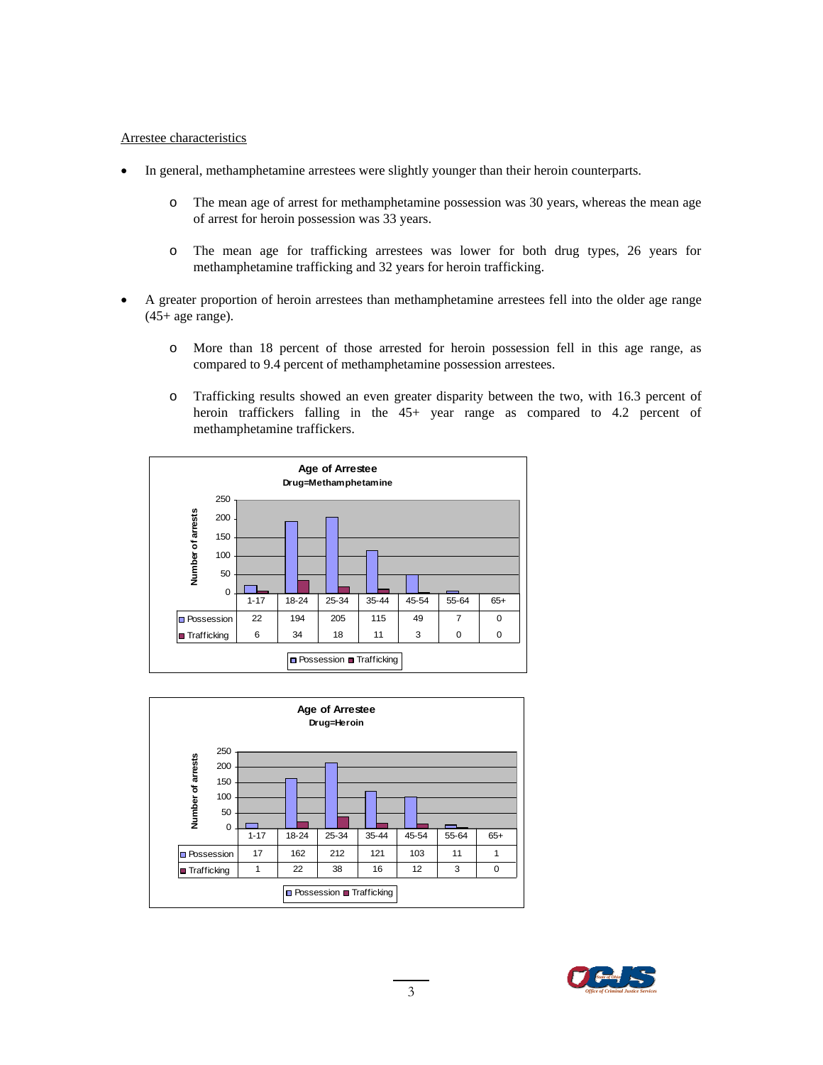Arrestee characteristics

- In general, methamphetamine arrestees were slightly younger than their heroin counterparts.
  - The mean age of arrest for methamphetamine possession was 30 years, whereas the mean age of arrest for heroin possession was 33 years.
  - The mean age for trafficking arrestees was lower for both drug types, 26 years for methamphetamine trafficking and 32 years for heroin trafficking.
- A greater proportion of heroin arrestees than methamphetamine arrestees fell into the older age range (45+ age range).
  - More than 18 percent of those arrested for heroin possession fell in this age range, as compared to 9.4 percent of methamphetamine possession arrestees.
  - Trafficking results showed an even greater disparity between the two, with 16.3 percent of heroin traffickers falling in the 45+ year range as compared to 4.2 percent of methamphetamine traffickers.

**Age of Arrestee**
**Drug=Methamphetamine**

| | 1-17 | 18-24 | 25-34 | 35-44 | 45-54 | 55-64 | 65+ |
|---|---|---|---|---|---|---|---|
| Possession | 22 | 194 | 205 | 115 | 49 | 7 | 0 |
| Trafficking | 6 | 34 | 18 | 11 | 3 | 0 | 0 |

**Age of Arrestee**
**Drug=Heroin**

| | 1-17 | 18-24 | 25-34 | 35-44 | 45-54 | 55-64 | 65+ |
|---|---|---|---|---|---|---|---|
| Possession | 17 | 162 | 212 | 121 | 103 | 11 | 1 |
| Trafficking | 1 | 22 | 38 | 16 | 12 | 3 | 0 |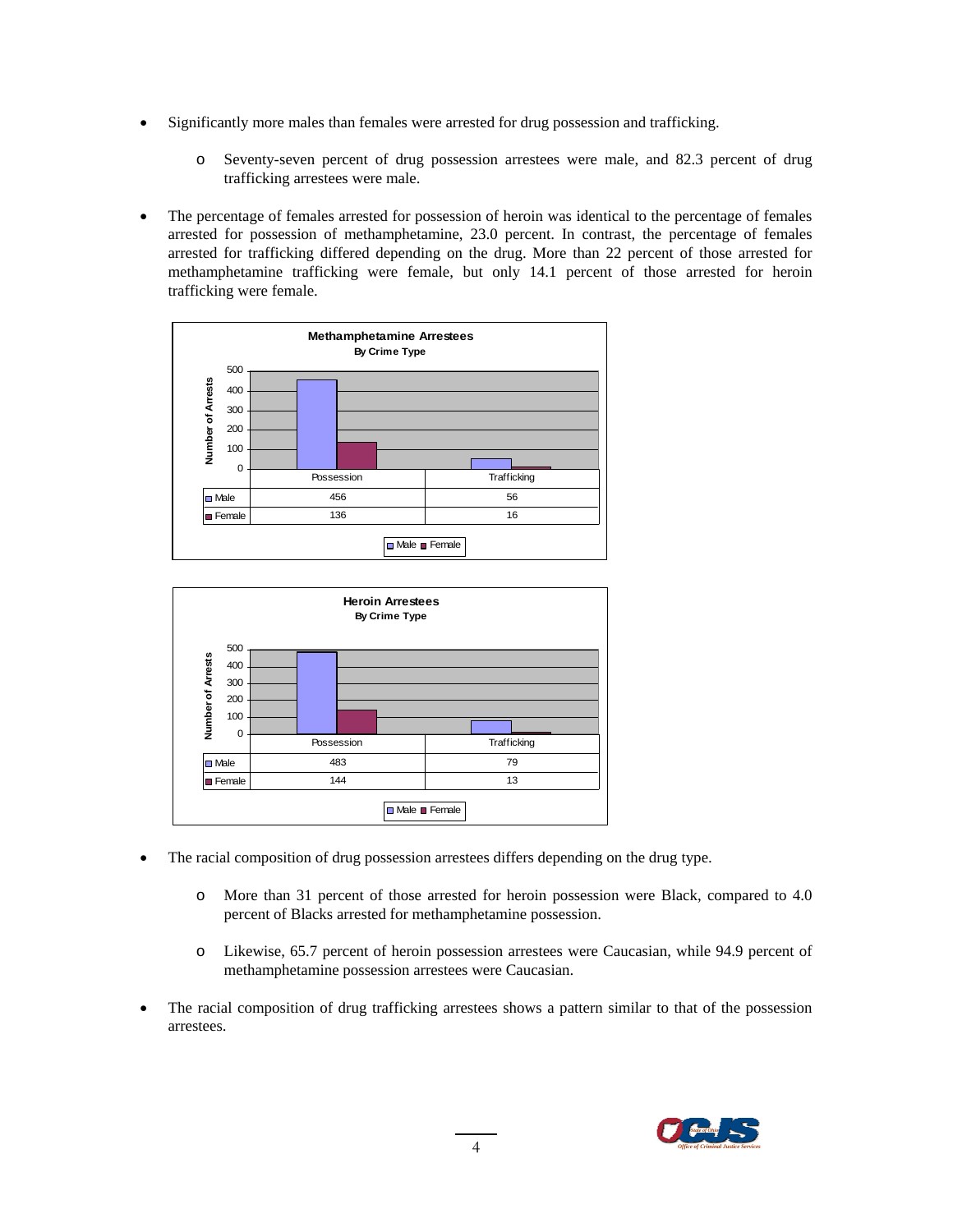- Significantly more males than females were arrested for drug possession and trafficking.
    - Seventy-seven percent of drug possession arrestees were male, and 82.3 percent of drug trafficking arrestees were male.
- The percentage of females arrested for possession of heroin was identical to the percentage of females arrested for possession of methamphetamine, 23.0 percent. In contrast, the percentage of females arrested for trafficking differed depending on the drug. More than 22 percent of those arrested for methamphetamine trafficking were female, but only 14.1 percent of those arrested for heroin trafficking were female.

**Methamphetamine Arrestees**
**By Crime Type**

| | Possession | Trafficking |
|---|---|---|
| Male | 456 | 56 |
| Female | 136 | 16 |

**Heroin Arrestees**
**By Crime Type**

| | Possession | Trafficking |
|---|---|---|
| Male | 483 | 79 |
| Female | 144 | 13 |

- The racial composition of drug possession arrestees differs depending on the drug type.
    - More than 31 percent of those arrested for heroin possession were Black, compared to 4.0 percent of Blacks arrested for methamphetamine possession.
    - Likewise, 65.7 percent of heroin possession arrestees were Caucasian, while 94.9 percent of methamphetamine possession arrestees were Caucasian.
- The racial composition of drug trafficking arrestees shows a pattern similar to that of the possession arrestees.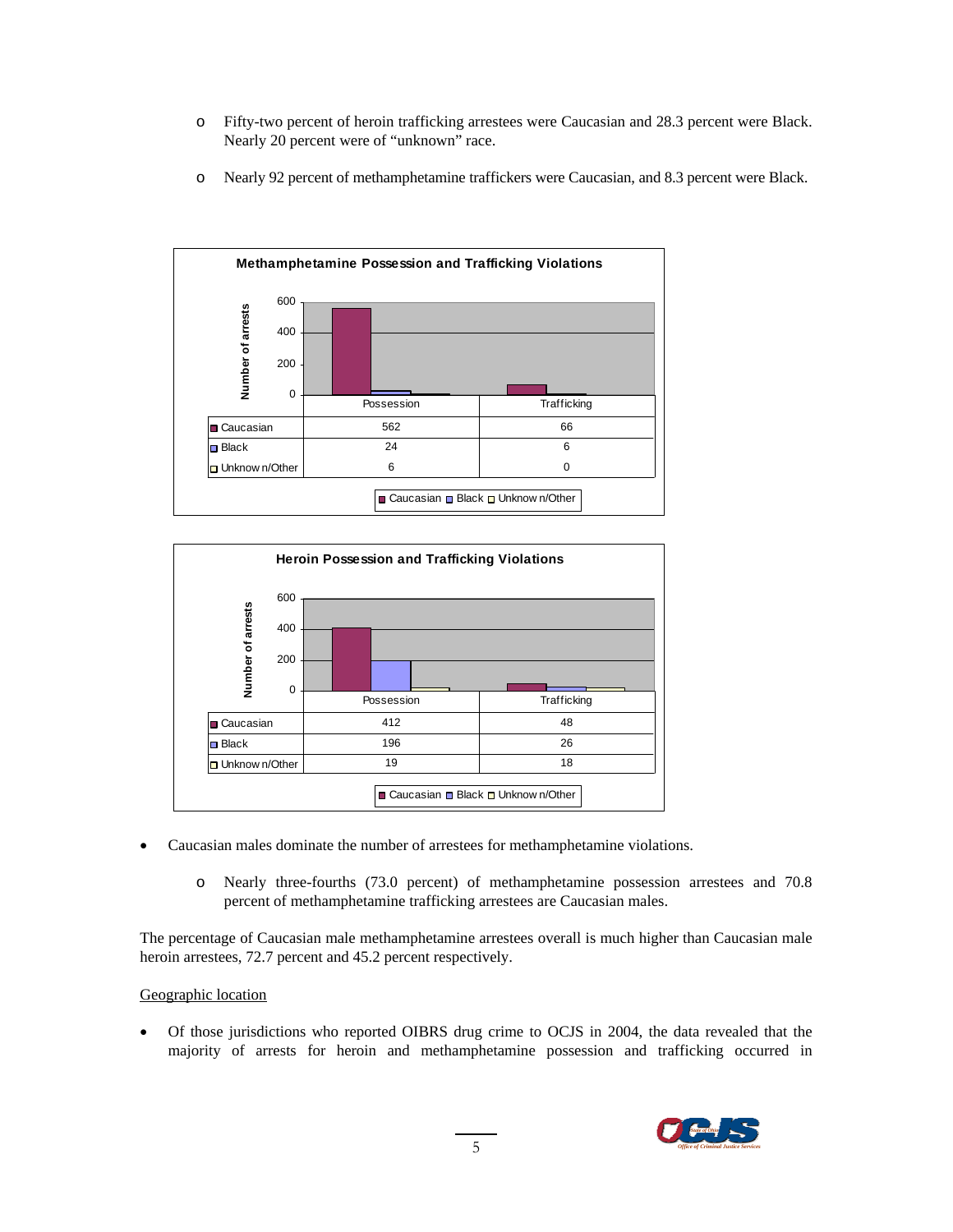- Fifty-two percent of heroin trafficking arrestees were Caucasian and 28.3 percent were Black. Nearly 20 percent were of "unknown" race.
- Nearly 92 percent of methamphetamine traffickers were Caucasian, and 8.3 percent were Black.

**Methamphetamine Possession and Trafficking Violations**

| Number of arrests | Possession | Trafficking |
|---|---|---|
| Caucasian | 562 | 66 |
| Black | 24 | 6 |
| Unknown/Other | 6 | 0 |

**Heroin Possession and Trafficking Violations**

| Number of arrests | Possession | Trafficking |
|---|---|---|
| Caucasian | 412 | 48 |
| Black | 196 | 26 |
| Unknown/Other | 19 | 18 |

- Caucasian males dominate the number of arrestees for methamphetamine violations.
  - Nearly three-fourths (73.0 percent) of methamphetamine possession arrestees and 70.8 percent of methamphetamine trafficking arrestees are Caucasian males.

The percentage of Caucasian male methamphetamine arrestees overall is much higher than Caucasian male heroin arrestees, 72.7 percent and 45.2 percent respectively.

Geographic location

- Of those jurisdictions who reported OIBRS drug crime to OCJS in 2004, the data revealed that the majority of arrests for heroin and methamphetamine possession and trafficking occurred in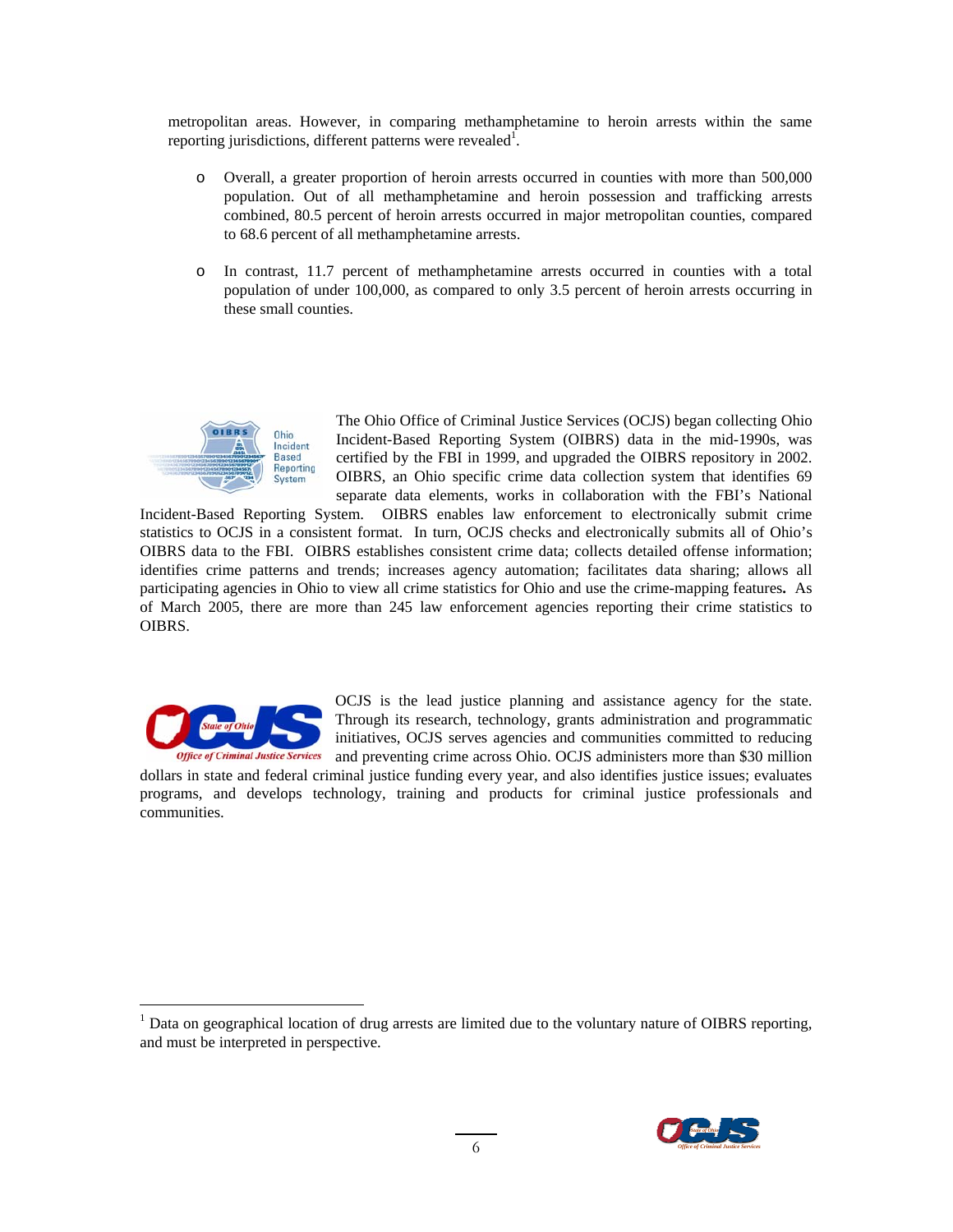metropolitan areas. However, in comparing methamphetamine to heroin arrests within the same reporting jurisdictions, different patterns were revealed[1].

- Overall, a greater proportion of heroin arrests occurred in counties with more than 500,000 population. Out of all methamphetamine and heroin possession and trafficking arrests combined, 80.5 percent of heroin arrests occurred in major metropolitan counties, compared to 68.6 percent of all methamphetamine arrests.

- In contrast, 11.7 percent of methamphetamine arrests occurred in counties with a total population of under 100,000, as compared to only 3.5 percent of heroin arrests occurring in these small counties.

The Ohio Office of Criminal Justice Services (OCJS) began collecting Ohio Incident-Based Reporting System (OIBRS) data in the mid-1990s, was certified by the FBI in 1999, and upgraded the OIBRS repository in 2002. OIBRS, an Ohio specific crime data collection system that identifies 69 separate data elements, works in collaboration with the FBI's National Incident-Based Reporting System. OIBRS enables law enforcement to electronically submit crime statistics to OCJS in a consistent format. In turn, OCJS checks and electronically submits all of Ohio's OIBRS data to the FBI. OIBRS establishes consistent crime data; collects detailed offense information; identifies crime patterns and trends; increases agency automation; facilitates data sharing; allows all participating agencies in Ohio to view all crime statistics for Ohio and use the crime-mapping features**.** As of March 2005, there are more than 245 law enforcement agencies reporting their crime statistics to OIBRS.

OCJS is the lead justice planning and assistance agency for the state. Through its research, technology, grants administration and programmatic initiatives, OCJS serves agencies and communities committed to reducing and preventing crime across Ohio. OCJS administers more than $30 million dollars in state and federal criminal justice funding every year, and also identifies justice issues; evaluates programs, and develops technology, training and products for criminal justice professionals and communities.

[1] Data on geographical location of drug arrests are limited due to the voluntary nature of OIBRS reporting, and must be interpreted in perspective.